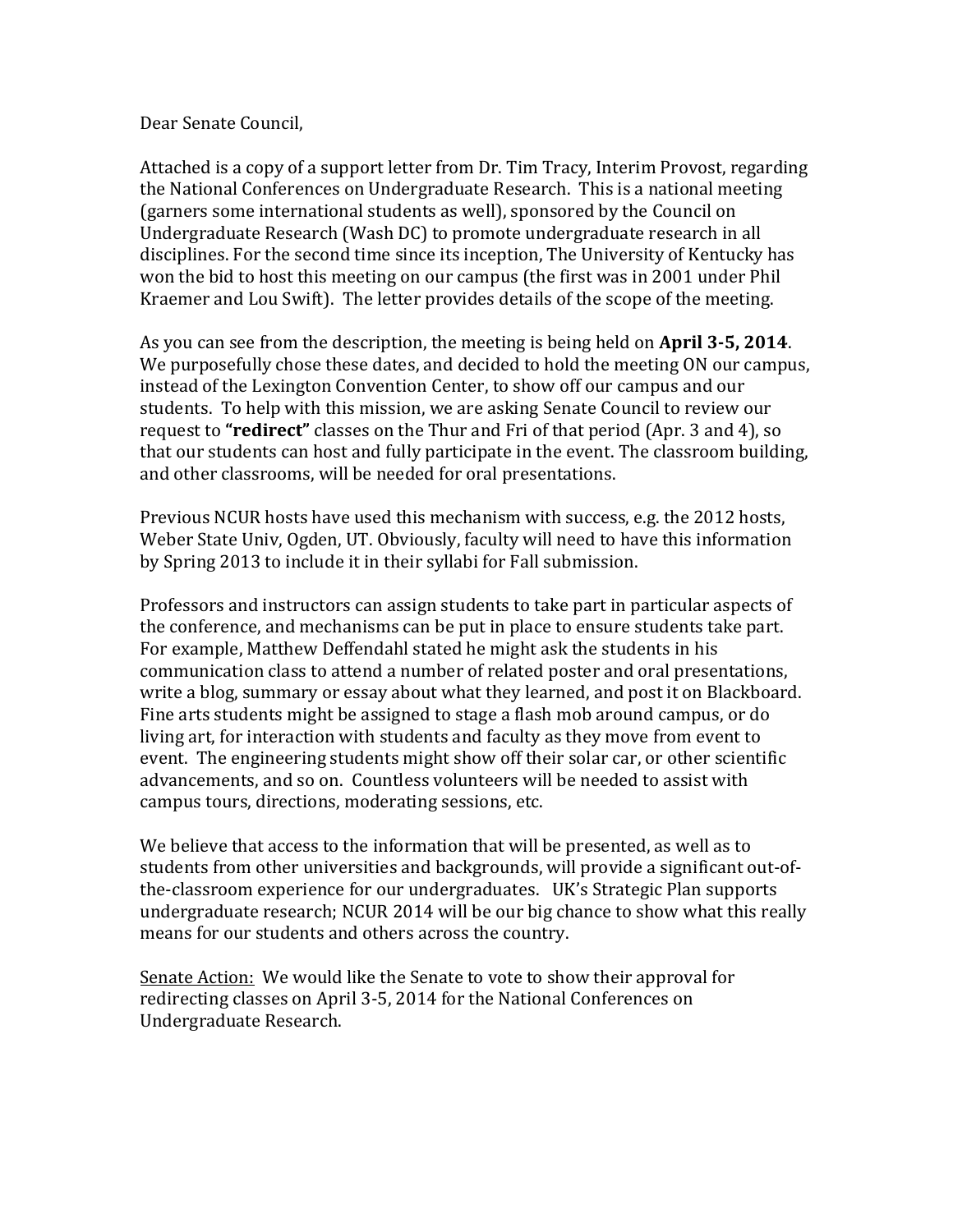Dear Senate Council,

Attached is a copy of a support letter from Dr. Tim Tracy, Interim Provost, regarding the National Conferences on Undergraduate Research. This is a national meeting (garners some international students as well), sponsored by the Council on Undergraduate Research (Wash DC) to promote undergraduate research in all disciplines. For the second time since its inception, The University of Kentucky has won the bid to host this meeting on our campus (the first was in 2001 under Phil Kraemer and Lou Swift). The letter provides details of the scope of the meeting.

As you can see from the description, the meeting is being held on **April 3-5, 2014**. We purposefully chose these dates, and decided to hold the meeting ON our campus, instead of the Lexington Convention Center, to show off our campus and our students. To help with this mission, we are asking Senate Council to review our request to **"redirect"** classes on the Thur and Fri of that period (Apr. 3 and 4), so that our students can host and fully participate in the event. The classroom building, and other classrooms, will be needed for oral presentations.

Previous NCUR hosts have used this mechanism with success, e.g. the 2012 hosts, Weber State Univ, Ogden, UT. Obviously, faculty will need to have this information by Spring 2013 to include it in their syllabi for Fall submission.

Professors and instructors can assign students to take part in particular aspects of the conference, and mechanisms can be put in place to ensure students take part. For example, Matthew Deffendahl stated he might ask the students in his communication class to attend a number of related poster and oral presentations, write a blog, summary or essay about what they learned, and post it on Blackboard. Fine arts students might be assigned to stage a flash mob around campus, or do living art, for interaction with students and faculty as they move from event to event. The engineering students might show off their solar car, or other scientific advancements, and so on. Countless volunteers will be needed to assist with campus tours, directions, moderating sessions, etc.

We believe that access to the information that will be presented, as well as to students from other universities and backgrounds, will provide a significant out-of-the-classroom experience for our undergraduates. UK's Strategic Plan supports undergraduate research; NCUR 2014 will be our big chance to show what this really means for our students and others across the country.

<u>Senate Action:</u> We would like the Senate to vote to show their approval for redirecting classes on April 3-5, 2014 for the National Conferences on Undergraduate Research.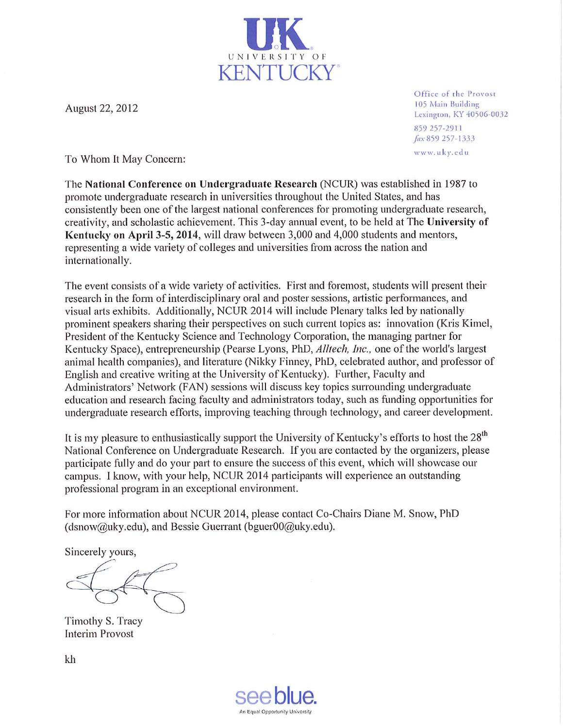UK
UNIVERSITY OF
KENTUCKY

August 22, 2012

Office of the Provost
105 Main Building
Lexington, KY 40506-0032
859 257-2911
*fax* 859 257-1333
www.uky.edu

To Whom It May Concern:

The **National Conference on Undergraduate Research** (NCUR) was established in 1987 to promote undergraduate research in universities throughout the United States, and has consistently been one of the largest national conferences for promoting undergraduate research, creativity, and scholastic achievement. This 3-day annual event, to be held at The **University of Kentucky on April 3-5, 2014**, will draw between 3,000 and 4,000 students and mentors, representing a wide variety of colleges and universities from across the nation and internationally.

The event consists of a wide variety of activities. First and foremost, students will present their research in the form of interdisciplinary oral and poster sessions, artistic performances, and visual arts exhibits. Additionally, NCUR 2014 will include Plenary talks led by nationally prominent speakers sharing their perspectives on such current topics as: innovation (Kris Kimel, President of the Kentucky Science and Technology Corporation, the managing partner for Kentucky Space), entrepreneurship (Pearse Lyons, PhD, *Alltech, Inc.,* one of the world's largest animal health companies), and literature (Nikky Finney, PhD, celebrated author, and professor of English and creative writing at the University of Kentucky). Further, Faculty and Administrators' Network (FAN) sessions will discuss key topics surrounding undergraduate education and research facing faculty and administrators today, such as funding opportunities for undergraduate research efforts, improving teaching through technology, and career development.

It is my pleasure to enthusiastically support the University of Kentucky's efforts to host the 28th National Conference on Undergraduate Research. If you are contacted by the organizers, please participate fully and do your part to ensure the success of this event, which will showcase our campus. I know, with your help, NCUR 2014 participants will experience an outstanding professional program in an exceptional environment.

For more information about NCUR 2014, please contact Co-Chairs Diane M. Snow, PhD (dsnow@uky.edu), and Bessie Guerrant (bguer00@uky.edu).

Sincerely yours,

Timothy S. Tracy
Interim Provost

kh

see blue.
An Equal Opportunity University